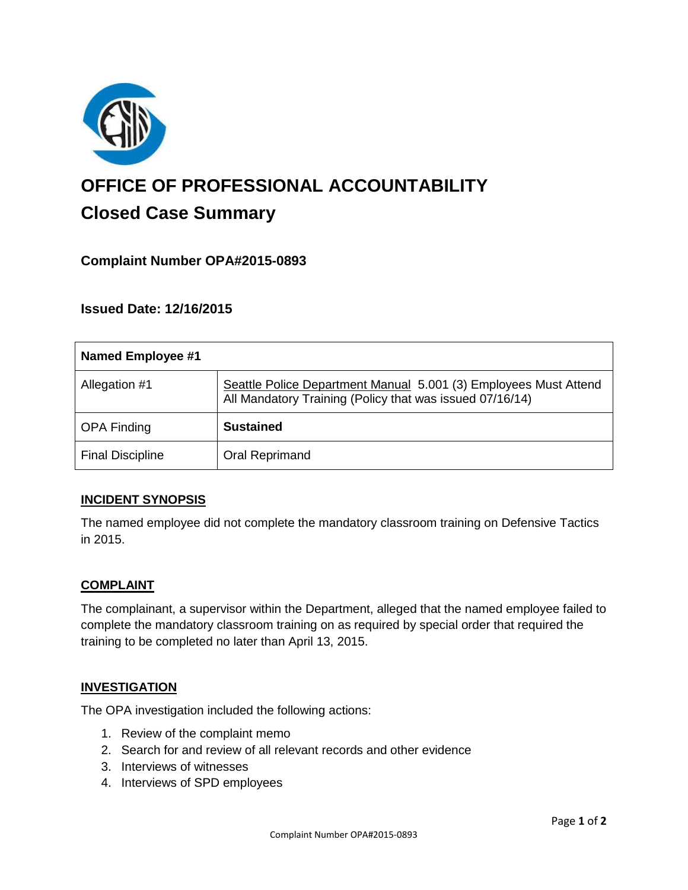# OFFICE OF PROFESSIONAL ACCOUNTABILITY

## Closed Case Summary

### Complaint Number OPA#2015-0893

### Issued Date: 12/16/2015

| Named Employee #1 | |
|---|---|
| Allegation #1 | Seattle Police Department Manual 5.001 (3) Employees Must Attend All Mandatory Training (Policy that was issued 07/16/14) |
| OPA Finding | **Sustained** |
| Final Discipline | Oral Reprimand |

## INCIDENT SYNOPSIS

The named employee did not complete the mandatory classroom training on Defensive Tactics in 2015.

## COMPLAINT

The complainant, a supervisor within the Department, alleged that the named employee failed to complete the mandatory classroom training on as required by special order that required the training to be completed no later than April 13, 2015.

## INVESTIGATION

The OPA investigation included the following actions:

1. Review of the complaint memo
2. Search for and review of all relevant records and other evidence
3. Interviews of witnesses
4. Interviews of SPD employees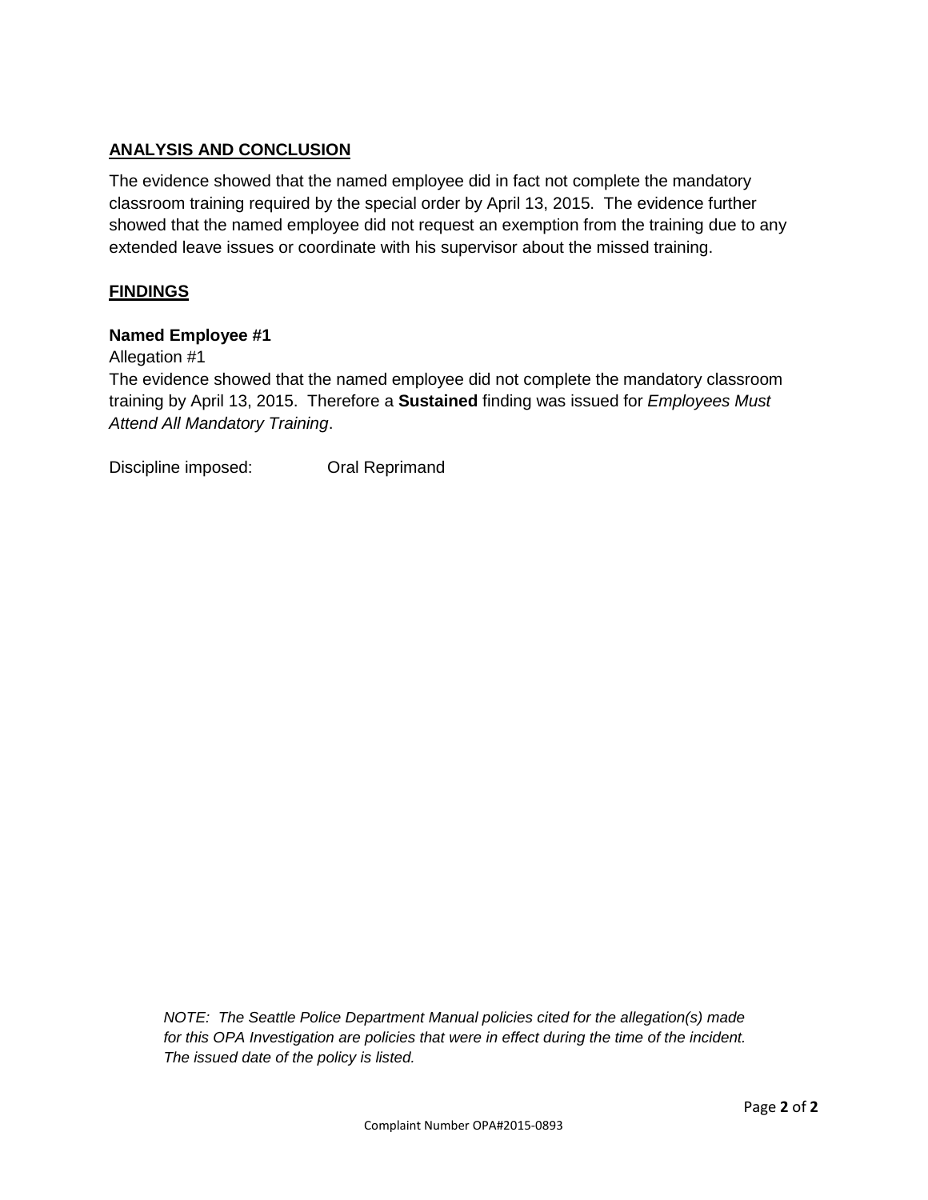## ANALYSIS AND CONCLUSION

The evidence showed that the named employee did in fact not complete the mandatory classroom training required by the special order by April 13, 2015. The evidence further showed that the named employee did not request an exemption from the training due to any extended leave issues or coordinate with his supervisor about the missed training.

## FINDINGS

**Named Employee #1**

Allegation #1

The evidence showed that the named employee did not complete the mandatory classroom training by April 13, 2015. Therefore a **Sustained** finding was issued for *Employees Must Attend All Mandatory Training*.

Discipline imposed: Oral Reprimand

*NOTE: The Seattle Police Department Manual policies cited for the allegation(s) made for this OPA Investigation are policies that were in effect during the time of the incident. The issued date of the policy is listed.*

Complaint Number OPA#2015-0893